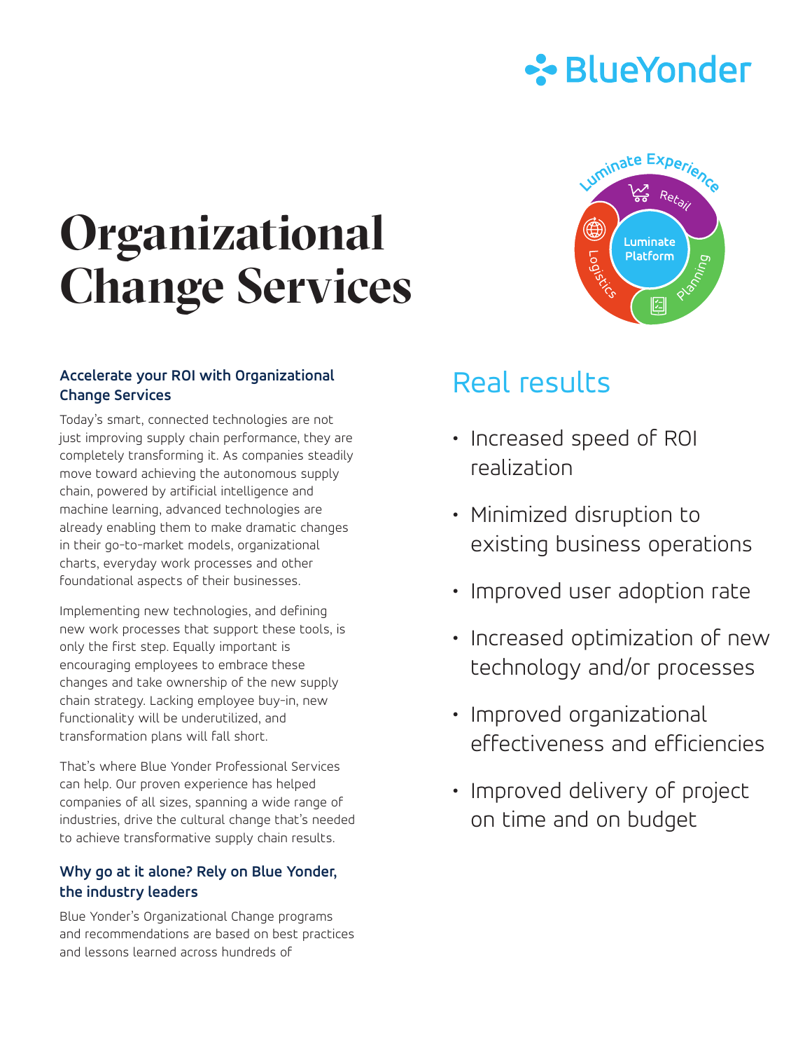# Organizational Change Services

### Accelerate your ROI with Organizational Change Services

Today's smart, connected technologies are not just improving supply chain performance, they are completely transforming it. As companies steadily move toward achieving the autonomous supply chain, powered by artificial intelligence and machine learning, advanced technologies are already enabling them to make dramatic changes in their go-to-market models, organizational charts, everyday work processes and other foundational aspects of their businesses.

Implementing new technologies, and defining new work processes that support these tools, is only the first step. Equally important is encouraging employees to embrace these changes and take ownership of the new supply chain strategy. Lacking employee buy-in, new functionality will be underutilized, and transformation plans will fall short.

That's where Blue Yonder Professional Services can help. Our proven experience has helped companies of all sizes, spanning a wide range of industries, drive the cultural change that's needed to achieve transformative supply chain results.

### Why go at it alone? Rely on Blue Yonder, the industry leaders

Blue Yonder's Organizational Change programs and recommendations are based on best practices and lessons learned across hundreds of

## Real results

- Increased speed of ROI realization
- Minimized disruption to existing business operations
- Improved user adoption rate
- Increased optimization of new technology and/or processes
- Improved organizational effectiveness and efficiencies
- Improved delivery of project on time and on budget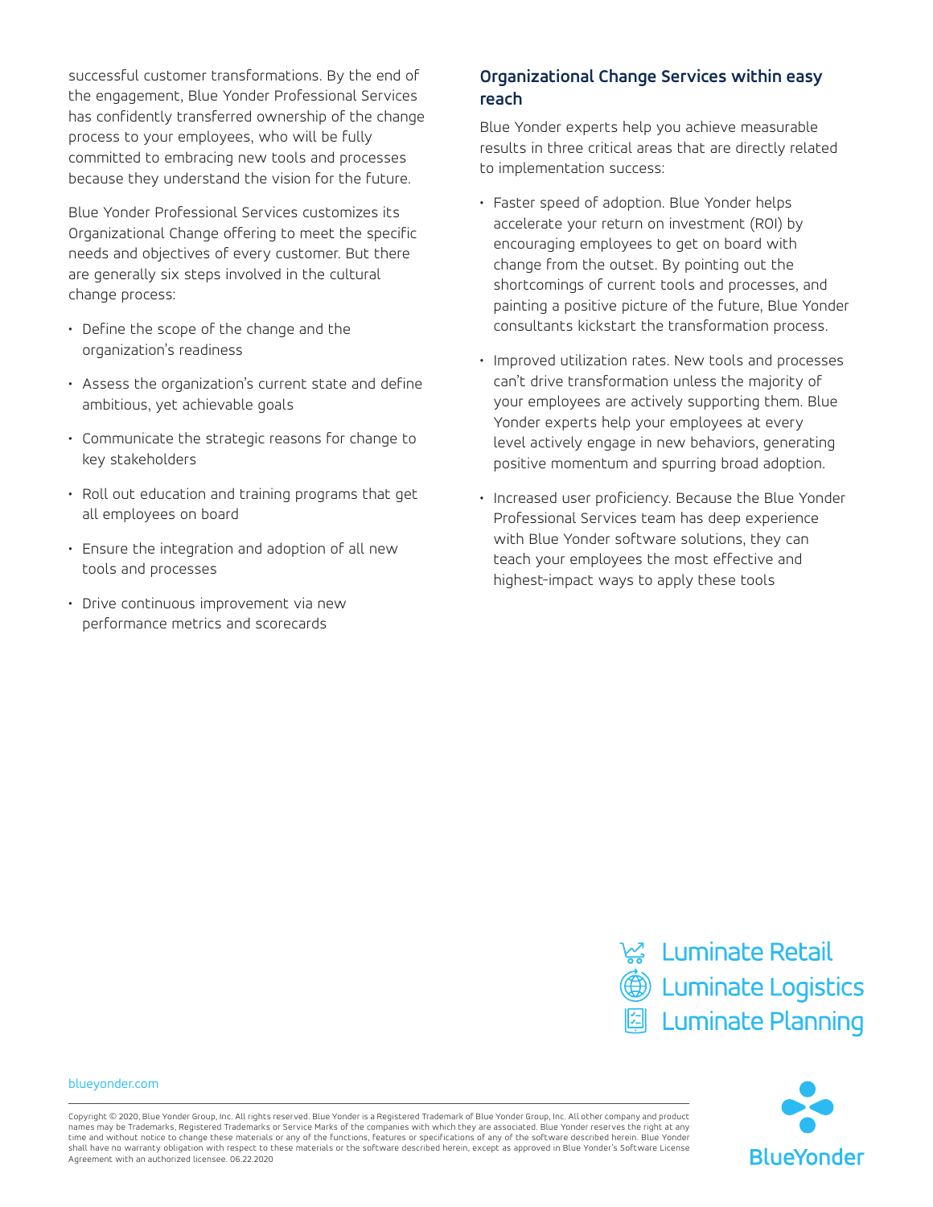successful customer transformations. By the end of the engagement, Blue Yonder Professional Services has confidently transferred ownership of the change process to your employees, who will be fully committed to embracing new tools and processes because they understand the vision for the future.

Blue Yonder Professional Services customizes its Organizational Change offering to meet the specific needs and objectives of every customer. But there are generally six steps involved in the cultural change process:

- Define the scope of the change and the organization's readiness
- Assess the organization's current state and define ambitious, yet achievable goals
- Communicate the strategic reasons for change to key stakeholders
- Roll out education and training programs that get all employees on board
- Ensure the integration and adoption of all new tools and processes
- Drive continuous improvement via new performance metrics and scorecards

## Organizational Change Services within easy reach

Blue Yonder experts help you achieve measurable results in three critical areas that are directly related to implementation success:

- Faster speed of adoption. Blue Yonder helps accelerate your return on investment (ROI) by encouraging employees to get on board with change from the outset. By pointing out the shortcomings of current tools and processes, and painting a positive picture of the future, Blue Yonder consultants kickstart the transformation process.
- Improved utilization rates. New tools and processes can't drive transformation unless the majority of your employees are actively supporting them. Blue Yonder experts help your employees at every level actively engage in new behaviors, generating positive momentum and spurring broad adoption.
- Increased user proficiency. Because the Blue Yonder Professional Services team has deep experience with Blue Yonder software solutions, they can teach your employees the most effective and highest-impact ways to apply these tools

Luminate Retail

Luminate Logistics

Luminate Planning

blueyonder.com

Copyright © 2020, Blue Yonder Group, Inc. All rights reserved. Blue Yonder is a Registered Trademark of Blue Yonder Group, Inc. All other company and product names may be Trademarks, Registered Trademarks or Service Marks of the companies with which they are associated. Blue Yonder reserves the right at any time and without notice to change these materials or any of the functions, features or specifications of any of the software described herein. Blue Yonder shall have no warranty obligation with respect to these materials or the software described herein, except as approved in Blue Yonder's Software License Agreement with an authorized licensee. 06.22.2020

BlueYonder